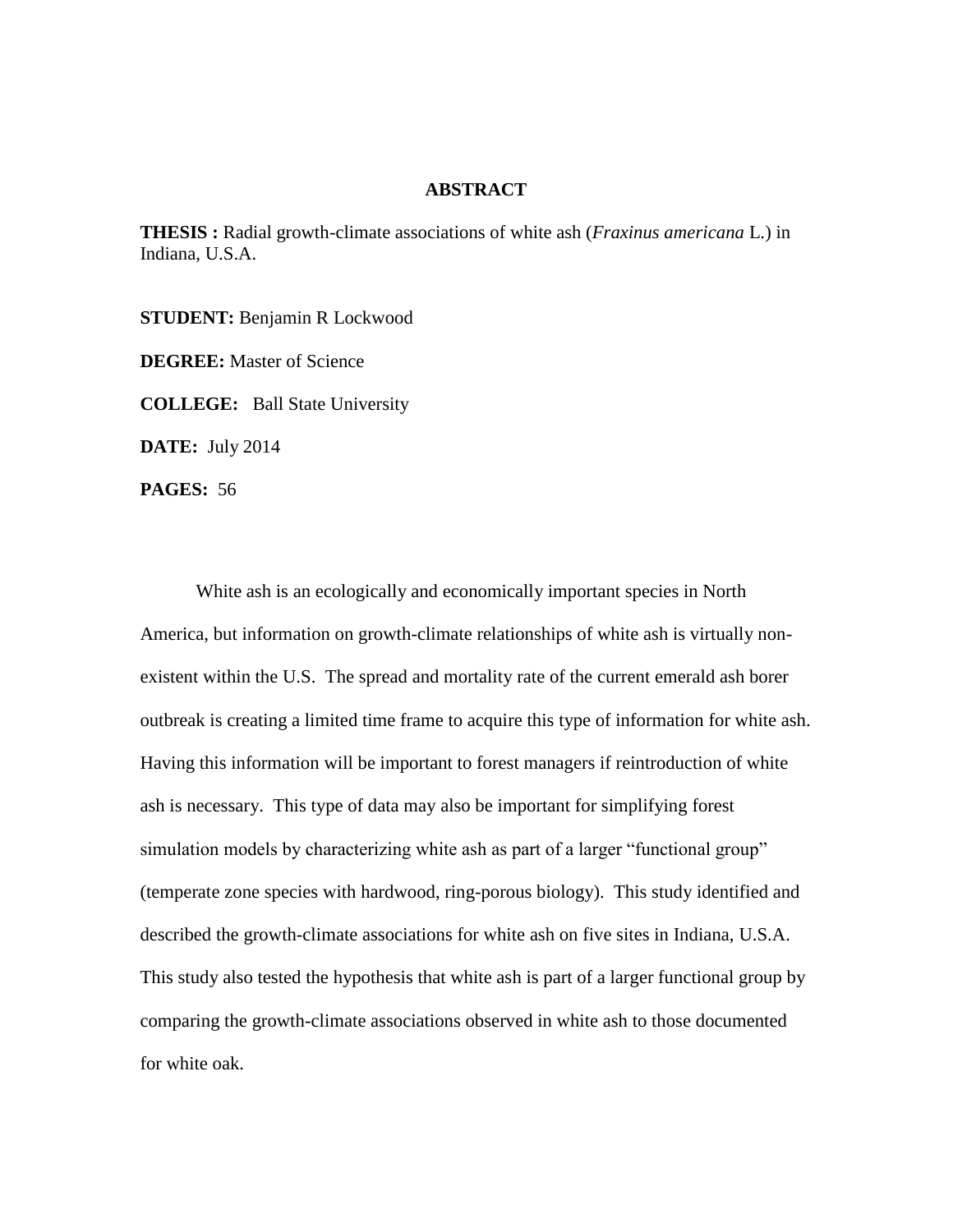# ABSTRACT

**THESIS :** Radial growth-climate associations of white ash (*Fraxinus americana* L.) in Indiana, U.S.A.

**STUDENT:** Benjamin R Lockwood

**DEGREE:** Master of Science

**COLLEGE:** Ball State University

**DATE:** July 2014

**PAGES:** 56

White ash is an ecologically and economically important species in North America, but information on growth-climate relationships of white ash is virtually non-existent within the U.S. The spread and mortality rate of the current emerald ash borer outbreak is creating a limited time frame to acquire this type of information for white ash. Having this information will be important to forest managers if reintroduction of white ash is necessary. This type of data may also be important for simplifying forest simulation models by characterizing white ash as part of a larger "functional group" (temperate zone species with hardwood, ring-porous biology). This study identified and described the growth-climate associations for white ash on five sites in Indiana, U.S.A. This study also tested the hypothesis that white ash is part of a larger functional group by comparing the growth-climate associations observed in white ash to those documented for white oak.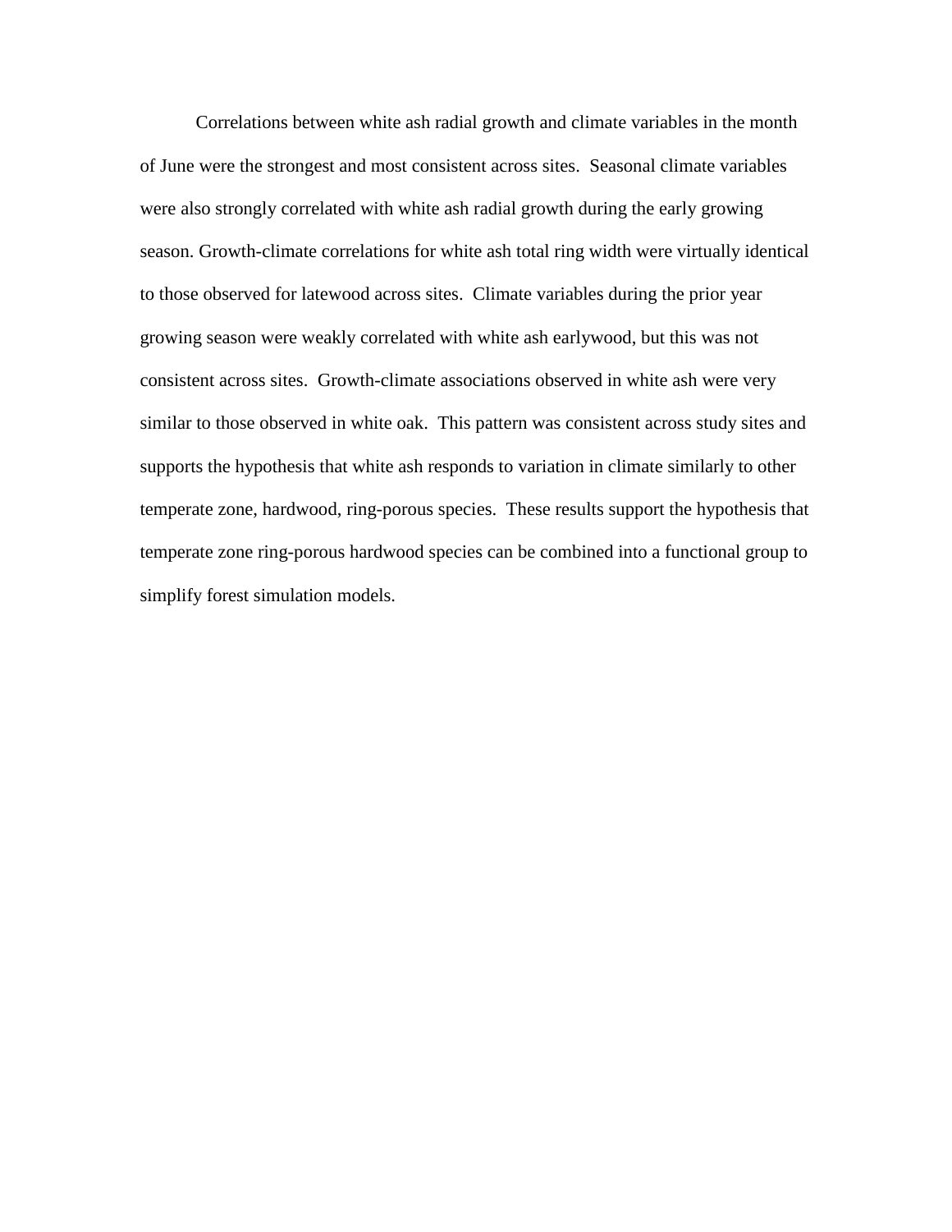Correlations between white ash radial growth and climate variables in the month of June were the strongest and most consistent across sites. Seasonal climate variables were also strongly correlated with white ash radial growth during the early growing season. Growth-climate correlations for white ash total ring width were virtually identical to those observed for latewood across sites. Climate variables during the prior year growing season were weakly correlated with white ash earlywood, but this was not consistent across sites. Growth-climate associations observed in white ash were very similar to those observed in white oak. This pattern was consistent across study sites and supports the hypothesis that white ash responds to variation in climate similarly to other temperate zone, hardwood, ring-porous species. These results support the hypothesis that temperate zone ring-porous hardwood species can be combined into a functional group to simplify forest simulation models.